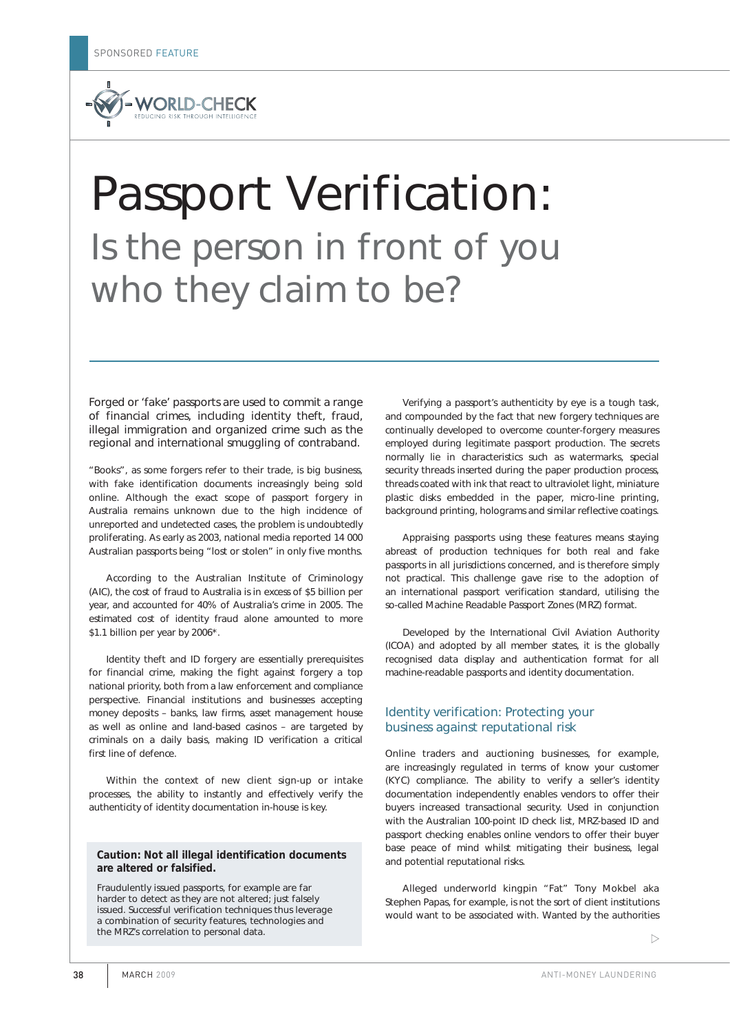SPONSORED FEATURE

WORLD-CHECK
REDUCING RISK THROUGH INTELLIGENCE

# Passport Verification:
## Is the person in front of you who they claim to be?

Forged or 'fake' passports are used to commit a range of financial crimes, including identity theft, fraud, illegal immigration and organized crime such as the regional and international smuggling of contraband.

"Books", as some forgers refer to their trade, is big business, with fake identification documents increasingly being sold online. Although the exact scope of passport forgery in Australia remains unknown due to the high incidence of unreported and undetected cases, the problem is undoubtedly proliferating. As early as 2003, national media reported 14 000 Australian passports being "lost or stolen" in only five months.

According to the Australian Institute of Criminology (AIC), the cost of fraud to Australia is in excess of $5 billion per year, and accounted for 40% of Australia's crime in 2005. The estimated cost of identity fraud alone amounted to more $1.1 billion per year by 2006*.

Identity theft and ID forgery are essentially prerequisites for financial crime, making the fight against forgery a top national priority, both from a law enforcement and compliance perspective. Financial institutions and businesses accepting money deposits – banks, law firms, asset management house as well as online and land-based casinos – are targeted by criminals on a daily basis, making ID verification a critical first line of defence.

Within the context of new client sign-up or intake processes, the ability to instantly and effectively verify the authenticity of identity documentation in-house is key.

> **Caution: Not all illegal identification documents are altered or falsified.**
>
> Fraudulently issued passports, for example are far harder to detect as they are not altered; just falsely issued. Successful verification techniques thus leverage a combination of security features, technologies and the MRZ's correlation to personal data.

Verifying a passport's authenticity by eye is a tough task, and compounded by the fact that new forgery techniques are continually developed to overcome counter-forgery measures employed during legitimate passport production. The secrets normally lie in characteristics such as watermarks, special security threads inserted during the paper production process, threads coated with ink that react to ultraviolet light, miniature plastic disks embedded in the paper, micro-line printing, background printing, holograms and similar reflective coatings.

Appraising passports using these features means staying abreast of production techniques for both real and fake passports in all jurisdictions concerned, and is therefore simply not practical. This challenge gave rise to the adoption of an international passport verification standard, utilising the so-called Machine Readable Passport Zones (MRZ) format.

Developed by the International Civil Aviation Authority (ICOA) and adopted by all member states, it is the globally recognised data display and authentication format for all machine-readable passports and identity documentation.

### Identity verification: Protecting your business against reputational risk

Online traders and auctioning businesses, for example, are increasingly regulated in terms of know your customer (KYC) compliance. The ability to verify a seller's identity documentation independently enables vendors to offer their buyers increased transactional security. Used in conjunction with the Australian 100-point ID check list, MRZ-based ID and passport checking enables online vendors to offer their buyer base peace of mind whilst mitigating their business, legal and potential reputational risks.

Alleged underworld kingpin "Fat" Tony Mokbel aka Stephen Papas, for example, is not the sort of client institutions would want to be associated with. Wanted by the authorities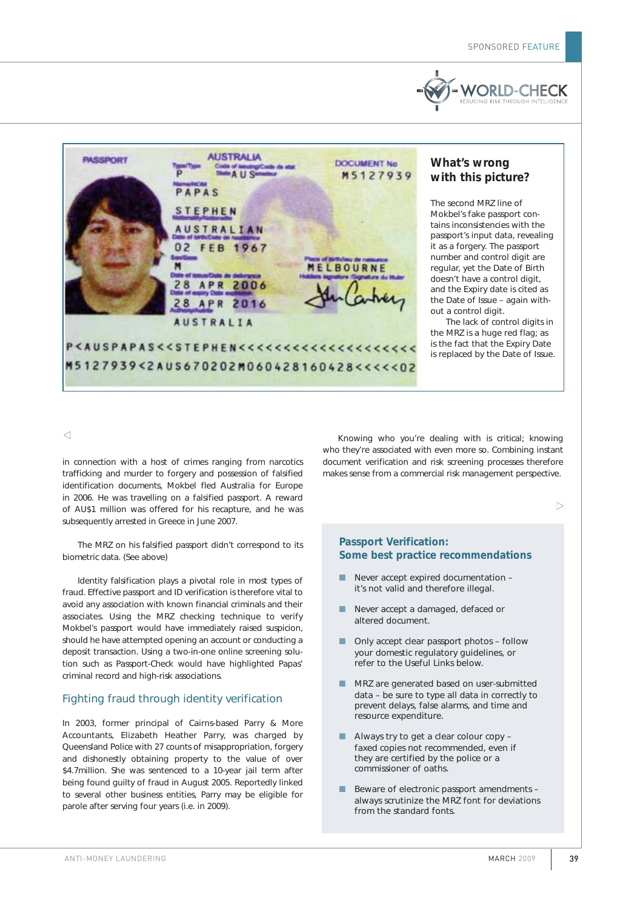### What's wrong with this picture?

The second MRZ line of Mokbel's fake passport contains inconsistencies with the passport's input data, revealing it as a forgery. The passport number and control digit are regular, yet the Date of Birth doesn't have a control digit, and the Expiry date is cited as the Date of Issue – again without a control digit.

The lack of control digits in the MRZ is a huge red flag; as is the fact that the Expiry Date is replaced by the Date of Issue.

in connection with a host of crimes ranging from narcotics trafficking and murder to forgery and possession of falsified identification documents, Mokbel fled Australia for Europe in 2006. He was travelling on a falsified passport. A reward of AU$1 million was offered for his recapture, and he was subsequently arrested in Greece in June 2007.

The MRZ on his falsified passport didn't correspond to its biometric data. (See above)

Identity falsification plays a pivotal role in most types of fraud. Effective passport and ID verification is therefore vital to avoid any association with known financial criminals and their associates. Using the MRZ checking technique to verify Mokbel's passport would have immediately raised suspicion, should he have attempted opening an account or conducting a deposit transaction. Using a two-in-one online screening solution such as Passport-Check would have highlighted Papas' criminal record and high-risk associations.

## Fighting fraud through identity verification

In 2003, former principal of Cairns-based Parry & More Accountants, Elizabeth Heather Parry, was charged by Queensland Police with 27 counts of misappropriation, forgery and dishonestly obtaining property to the value of over $4.7million. She was sentenced to a 10-year jail term after being found guilty of fraud in August 2005. Reportedly linked to several other business entities, Parry may be eligible for parole after serving four years (i.e. in 2009).

Knowing who you're dealing with is critical; knowing who they're associated with even more so. Combining instant document verification and risk screening processes therefore makes sense from a commercial risk management perspective.

### Passport Verification: Some best practice recommendations

- Never accept expired documentation – it's not valid and therefore illegal.
- Never accept a damaged, defaced or altered document.
- Only accept clear passport photos – follow your domestic regulatory guidelines, or refer to the Useful Links below.
- MRZ are generated based on user-submitted data – be sure to type all data in correctly to prevent delays, false alarms, and time and resource expenditure.
- Always try to get a clear colour copy – faxed copies not recommended, even if they are certified by the police or a commissioner of oaths.
- Beware of electronic passport amendments – always scrutinize the MRZ font for deviations from the standard fonts.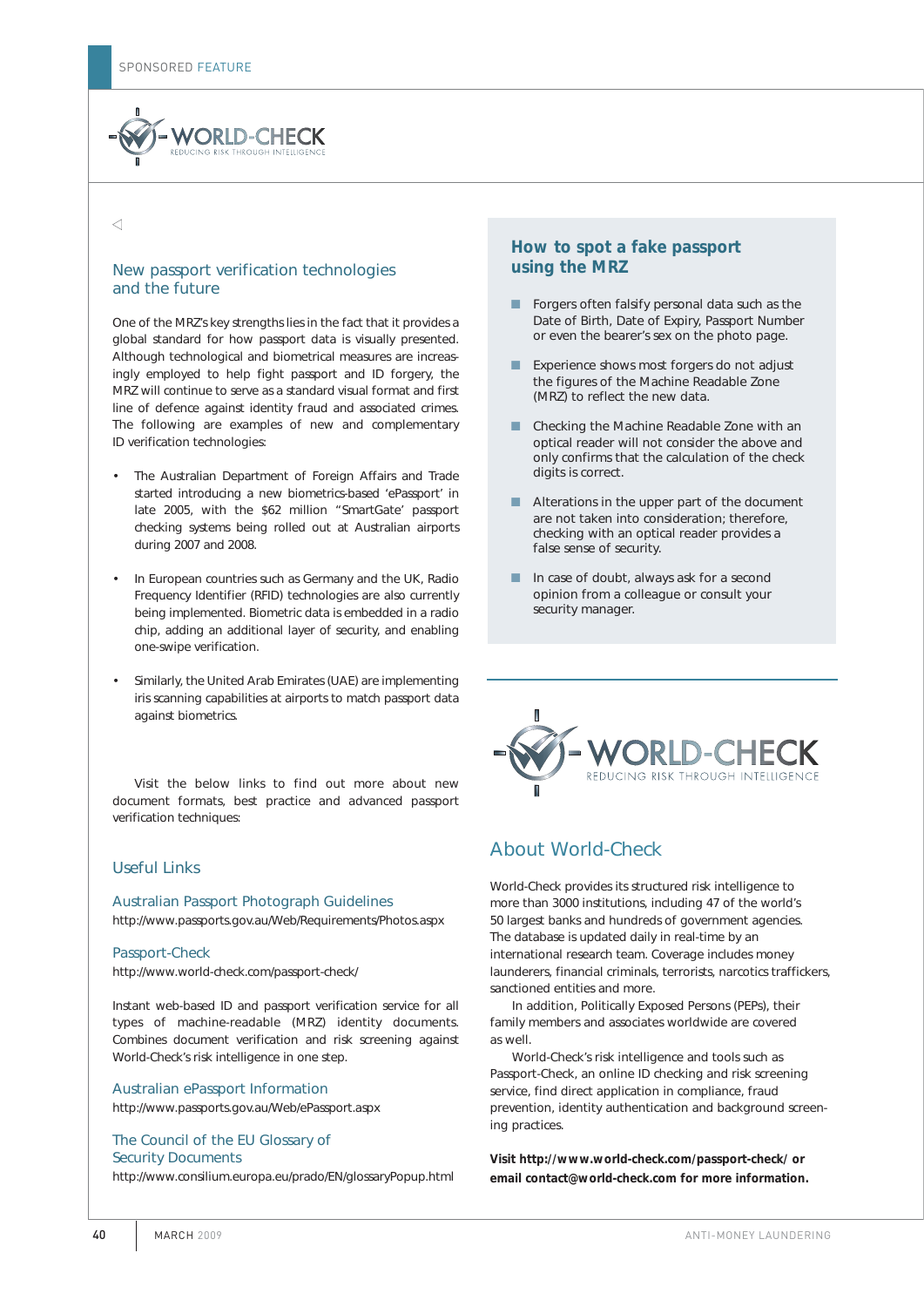## New passport verification technologies and the future

One of the MRZ's key strengths lies in the fact that it provides a global standard for how passport data is visually presented. Although technological and biometrical measures are increasingly employed to help fight passport and ID forgery, the MRZ will continue to serve as a standard visual format and first line of defence against identity fraud and associated crimes. The following are examples of new and complementary ID verification technologies:

- The Australian Department of Foreign Affairs and Trade started introducing a new biometrics-based 'ePassport' in late 2005, with the $62 million "SmartGate" passport checking systems being rolled out at Australian airports during 2007 and 2008.
- In European countries such as Germany and the UK, Radio Frequency Identifier (RFID) technologies are also currently being implemented. Biometric data is embedded in a radio chip, adding an additional layer of security, and enabling one-swipe verification.
- Similarly, the United Arab Emirates (UAE) are implementing iris scanning capabilities at airports to match passport data against biometrics.

Visit the below links to find out more about new document formats, best practice and advanced passport verification techniques:

### Useful Links

**Australian Passport Photograph Guidelines**
http://www.passports.gov.au/Web/Requirements/Photos.aspx

**Passport-Check**
http://www.world-check.com/passport-check/

Instant web-based ID and passport verification service for all types of machine-readable (MRZ) identity documents. Combines document verification and risk screening against World-Check's risk intelligence in one step.

**Australian ePassport Information**
http://www.passports.gov.au/Web/ePassport.aspx

**The Council of the EU Glossary of Security Documents**
http://www.consilium.europa.eu/prado/EN/glossaryPopup.html

## How to spot a fake passport using the MRZ

- Forgers often falsify personal data such as the Date of Birth, Date of Expiry, Passport Number or even the bearer's sex on the photo page.
- Experience shows most forgers do not adjust the figures of the Machine Readable Zone (MRZ) to reflect the new data.
- Checking the Machine Readable Zone with an optical reader will not consider the above and only confirms that the calculation of the check digits is correct.
- Alterations in the upper part of the document are not taken into consideration; therefore, checking with an optical reader provides a false sense of security.
- In case of doubt, always ask for a second opinion from a colleague or consult your security manager.

WORLD-CHECK
REDUCING RISK THROUGH INTELLIGENCE

## About World-Check

World-Check provides its structured risk intelligence to more than 3000 institutions, including 47 of the world's 50 largest banks and hundreds of government agencies. The database is updated daily in real-time by an international research team. Coverage includes money launderers, financial criminals, terrorists, narcotics traffickers, sanctioned entities and more.

In addition, Politically Exposed Persons (PEPs), their family members and associates worldwide are covered as well.

World-Check's risk intelligence and tools such as Passport-Check, an online ID checking and risk screening service, find direct application in compliance, fraud prevention, identity authentication and background screening practices.

**Visit http://www.world-check.com/passport-check/ or email contact@world-check.com for more information.**